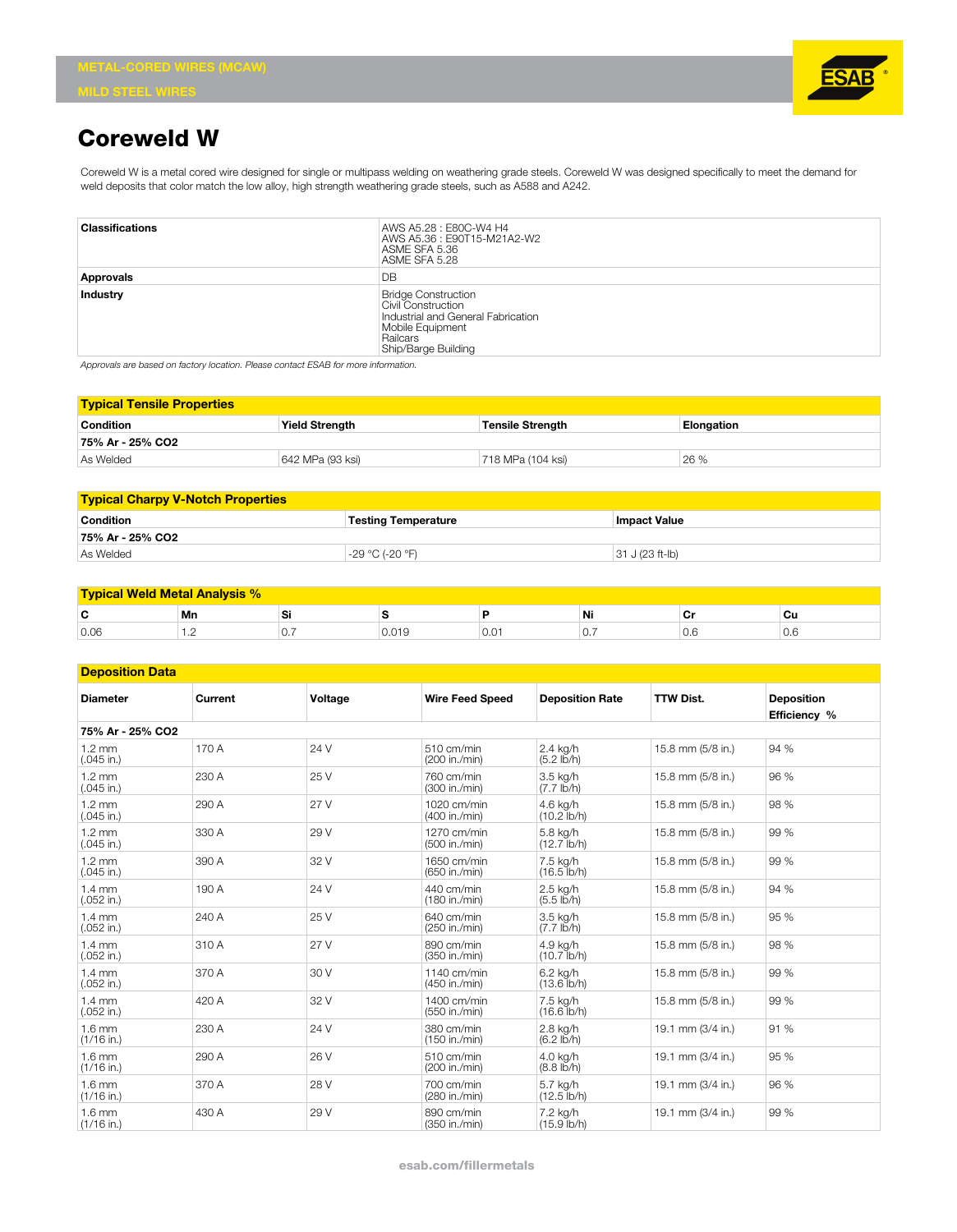METAL-CORED WIRES (MCAW)

MILD STEEL WIRES

# Coreweld W

Coreweld W is a metal cored wire designed for single or multipass welding on weathering grade steels. Coreweld W was designed specifically to meet the demand for weld deposits that color match the low alloy, high strength weathering grade steels, such as A588 and A242.

| | |
|---|---|
| **Classifications** | AWS A5.28 : E80C-W4 H4<br>AWS A5.36 : E90T15-M21A2-W2<br>ASME SFA 5.36<br>ASME SFA 5.28 |
| **Approvals** | DB |
| **Industry** | Bridge Construction<br>Civil Construction<br>Industrial and General Fabrication<br>Mobile Equipment<br>Railcars<br>Ship/Barge Building |

*Approvals are based on factory location. Please contact ESAB for more information.*

## Typical Tensile Properties

| Condition | Yield Strength | Tensile Strength | Elongation |
|---|---|---|---|
| **75% Ar - 25% CO2** | | | |
| As Welded | 642 MPa (93 ksi) | 718 MPa (104 ksi) | 26 % |

## Typical Charpy V-Notch Properties

| Condition | Testing Temperature | Impact Value |
|---|---|---|
| **75% Ar - 25% CO2** | | |
| As Welded | -29 °C (-20 °F) | 31 J (23 ft-lb) |

## Typical Weld Metal Analysis %

| C | Mn | Si | S | P | Ni | Cr | Cu |
|---|---|---|---|---|---|---|---|
| 0.06 | 1.2 | 0.7 | 0.019 | 0.01 | 0.7 | 0.6 | 0.6 |

## Deposition Data

| Diameter | Current | Voltage | Wire Feed Speed | Deposition Rate | TTW Dist. | Deposition Efficiency % |
|---|---|---|---|---|---|---|
| **75% Ar - 25% CO2** | | | | | | |
| 1.2 mm (.045 in.) | 170 A | 24 V | 510 cm/min (200 in./min) | 2.4 kg/h (5.2 lb/h) | 15.8 mm (5/8 in.) | 94 % |
| 1.2 mm (.045 in.) | 230 A | 25 V | 760 cm/min (300 in./min) | 3.5 kg/h (7.7 lb/h) | 15.8 mm (5/8 in.) | 96 % |
| 1.2 mm (.045 in.) | 290 A | 27 V | 1020 cm/min (400 in./min) | 4.6 kg/h (10.2 lb/h) | 15.8 mm (5/8 in.) | 98 % |
| 1.2 mm (.045 in.) | 330 A | 29 V | 1270 cm/min (500 in./min) | 5.8 kg/h (12.7 lb/h) | 15.8 mm (5/8 in.) | 99 % |
| 1.2 mm (.045 in.) | 390 A | 32 V | 1650 cm/min (650 in./min) | 7.5 kg/h (16.5 lb/h) | 15.8 mm (5/8 in.) | 99 % |
| 1.4 mm (.052 in.) | 190 A | 24 V | 440 cm/min (180 in./min) | 2.5 kg/h (5.5 lb/h) | 15.8 mm (5/8 in.) | 94 % |
| 1.4 mm (.052 in.) | 240 A | 25 V | 640 cm/min (250 in./min) | 3.5 kg/h (7.7 lb/h) | 15.8 mm (5/8 in.) | 95 % |
| 1.4 mm (.052 in.) | 310 A | 27 V | 890 cm/min (350 in./min) | 4.9 kg/h (10.7 lb/h) | 15.8 mm (5/8 in.) | 98 % |
| 1.4 mm (.052 in.) | 370 A | 30 V | 1140 cm/min (450 in./min) | 6.2 kg/h (13.6 lb/h) | 15.8 mm (5/8 in.) | 99 % |
| 1.4 mm (.052 in.) | 420 A | 32 V | 1400 cm/min (550 in./min) | 7.5 kg/h (16.6 lb/h) | 15.8 mm (5/8 in.) | 99 % |
| 1.6 mm (1/16 in.) | 230 A | 24 V | 380 cm/min (150 in./min) | 2.8 kg/h (6.2 lb/h) | 19.1 mm (3/4 in.) | 91 % |
| 1.6 mm (1/16 in.) | 290 A | 26 V | 510 cm/min (200 in./min) | 4.0 kg/h (8.8 lb/h) | 19.1 mm (3/4 in.) | 95 % |
| 1.6 mm (1/16 in.) | 370 A | 28 V | 700 cm/min (280 in./min) | 5.7 kg/h (12.5 lb/h) | 19.1 mm (3/4 in.) | 96 % |
| 1.6 mm (1/16 in.) | 430 A | 29 V | 890 cm/min (350 in./min) | 7.2 kg/h (15.9 lb/h) | 19.1 mm (3/4 in.) | 99 % |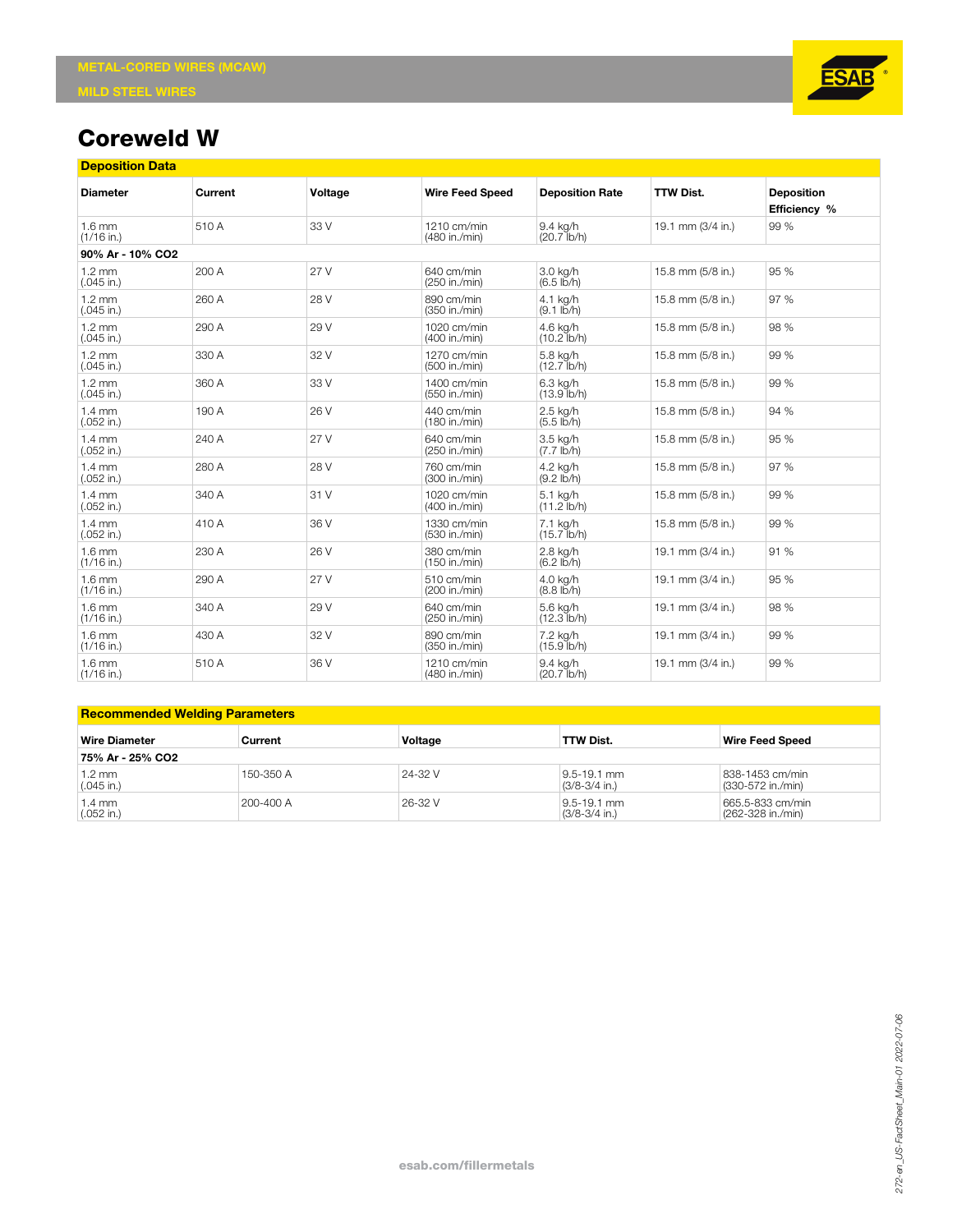# Coreweld W

## Deposition Data

| Diameter | Current | Voltage | Wire Feed Speed | Deposition Rate | TTW Dist. | Deposition Efficiency % |
|---|---|---|---|---|---|---|
| 1.6 mm (1/16 in.) | 510 A | 33 V | 1210 cm/min (480 in./min) | 9.4 kg/h (20.7 lb/h) | 19.1 mm (3/4 in.) | 99 % |
| **90% Ar - 10% CO2** | | | | | | |
| 1.2 mm (.045 in.) | 200 A | 27 V | 640 cm/min (250 in./min) | 3.0 kg/h (6.5 lb/h) | 15.8 mm (5/8 in.) | 95 % |
| 1.2 mm (.045 in.) | 260 A | 28 V | 890 cm/min (350 in./min) | 4.1 kg/h (9.1 lb/h) | 15.8 mm (5/8 in.) | 97 % |
| 1.2 mm (.045 in.) | 290 A | 29 V | 1020 cm/min (400 in./min) | 4.6 kg/h (10.2 lb/h) | 15.8 mm (5/8 in.) | 98 % |
| 1.2 mm (.045 in.) | 330 A | 32 V | 1270 cm/min (500 in./min) | 5.8 kg/h (12.7 lb/h) | 15.8 mm (5/8 in.) | 99 % |
| 1.2 mm (.045 in.) | 360 A | 33 V | 1400 cm/min (550 in./min) | 6.3 kg/h (13.9 lb/h) | 15.8 mm (5/8 in.) | 99 % |
| 1.4 mm (.052 in.) | 190 A | 26 V | 440 cm/min (180 in./min) | 2.5 kg/h (5.5 lb/h) | 15.8 mm (5/8 in.) | 94 % |
| 1.4 mm (.052 in.) | 240 A | 27 V | 640 cm/min (250 in./min) | 3.5 kg/h (7.7 lb/h) | 15.8 mm (5/8 in.) | 95 % |
| 1.4 mm (.052 in.) | 280 A | 28 V | 760 cm/min (300 in./min) | 4.2 kg/h (9.2 lb/h) | 15.8 mm (5/8 in.) | 97 % |
| 1.4 mm (.052 in.) | 340 A | 31 V | 1020 cm/min (400 in./min) | 5.1 kg/h (11.2 lb/h) | 15.8 mm (5/8 in.) | 99 % |
| 1.4 mm (.052 in.) | 410 A | 36 V | 1330 cm/min (530 in./min) | 7.1 kg/h (15.7 lb/h) | 15.8 mm (5/8 in.) | 99 % |
| 1.6 mm (1/16 in.) | 230 A | 26 V | 380 cm/min (150 in./min) | 2.8 kg/h (6.2 lb/h) | 19.1 mm (3/4 in.) | 91 % |
| 1.6 mm (1/16 in.) | 290 A | 27 V | 510 cm/min (200 in./min) | 4.0 kg/h (8.8 lb/h) | 19.1 mm (3/4 in.) | 95 % |
| 1.6 mm (1/16 in.) | 340 A | 29 V | 640 cm/min (250 in./min) | 5.6 kg/h (12.3 lb/h) | 19.1 mm (3/4 in.) | 98 % |
| 1.6 mm (1/16 in.) | 430 A | 32 V | 890 cm/min (350 in./min) | 7.2 kg/h (15.9 lb/h) | 19.1 mm (3/4 in.) | 99 % |
| 1.6 mm (1/16 in.) | 510 A | 36 V | 1210 cm/min (480 in./min) | 9.4 kg/h (20.7 lb/h) | 19.1 mm (3/4 in.) | 99 % |

## Recommended Welding Parameters

| Wire Diameter | Current | Voltage | TTW Dist. | Wire Feed Speed |
|---|---|---|---|---|
| **75% Ar - 25% CO2** | | | | |
| 1.2 mm (.045 in.) | 150-350 A | 24-32 V | 9.5-19.1 mm (3/8-3/4 in.) | 838-1453 cm/min (330-572 in./min) |
| 1.4 mm (.052 in.) | 200-400 A | 26-32 V | 9.5-19.1 mm (3/8-3/4 in.) | 665.5-833 cm/min (262-328 in./min) |